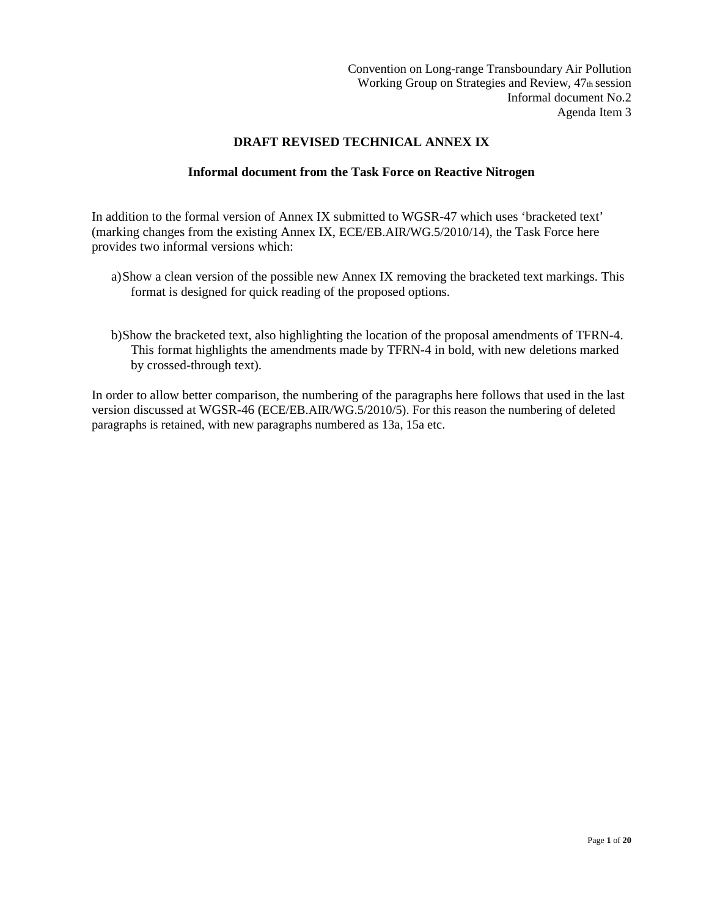Convention on Long-range Transboundary Air Pollution
Working Group on Strategies and Review, 47th session
Informal document No.2
Agenda Item 3

# DRAFT REVISED TECHNICAL ANNEX IX

## Informal document from the Task Force on Reactive Nitrogen

In addition to the formal version of Annex IX submitted to WGSR-47 which uses 'bracketed text' (marking changes from the existing Annex IX, ECE/EB.AIR/WG.5/2010/14), the Task Force here provides two informal versions which:

a) Show a clean version of the possible new Annex IX removing the bracketed text markings. This format is designed for quick reading of the proposed options.

b) Show the bracketed text, also highlighting the location of the proposal amendments of TFRN-4. This format highlights the amendments made by TFRN-4 in bold, with new deletions marked by crossed-through text).

In order to allow better comparison, the numbering of the paragraphs here follows that used in the last version discussed at WGSR-46 (ECE/EB.AIR/WG.5/2010/5). For this reason the numbering of deleted paragraphs is retained, with new paragraphs numbered as 13a, 15a etc.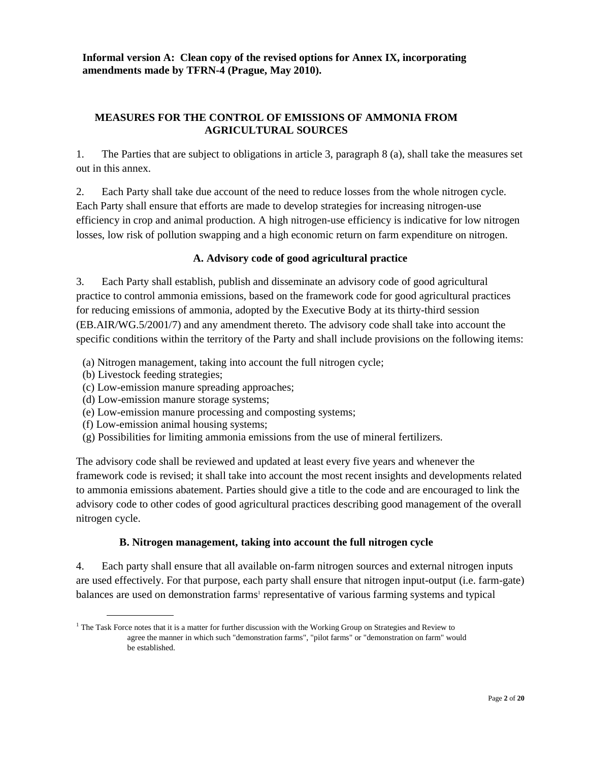**Informal version A: Clean copy of the revised options for Annex IX, incorporating amendments made by TFRN-4 (Prague, May 2010).**

## MEASURES FOR THE CONTROL OF EMISSIONS OF AMMONIA FROM AGRICULTURAL SOURCES

1. The Parties that are subject to obligations in article 3, paragraph 8 (a), shall take the measures set out in this annex.

2. Each Party shall take due account of the need to reduce losses from the whole nitrogen cycle. Each Party shall ensure that efforts are made to develop strategies for increasing nitrogen-use efficiency in crop and animal production. A high nitrogen-use efficiency is indicative for low nitrogen losses, low risk of pollution swapping and a high economic return on farm expenditure on nitrogen.

### A. Advisory code of good agricultural practice

3. Each Party shall establish, publish and disseminate an advisory code of good agricultural practice to control ammonia emissions, based on the framework code for good agricultural practices for reducing emissions of ammonia, adopted by the Executive Body at its thirty-third session (EB.AIR/WG.5/2001/7) and any amendment thereto. The advisory code shall take into account the specific conditions within the territory of the Party and shall include provisions on the following items:

(a) Nitrogen management, taking into account the full nitrogen cycle;
(b) Livestock feeding strategies;
(c) Low-emission manure spreading approaches;
(d) Low-emission manure storage systems;
(e) Low-emission manure processing and composting systems;
(f) Low-emission animal housing systems;
(g) Possibilities for limiting ammonia emissions from the use of mineral fertilizers.

The advisory code shall be reviewed and updated at least every five years and whenever the framework code is revised; it shall take into account the most recent insights and developments related to ammonia emissions abatement. Parties should give a title to the code and are encouraged to link the advisory code to other codes of good agricultural practices describing good management of the overall nitrogen cycle.

### B. Nitrogen management, taking into account the full nitrogen cycle

4. Each party shall ensure that all available on-farm nitrogen sources and external nitrogen inputs are used effectively. For that purpose, each party shall ensure that nitrogen input-output (i.e. farm-gate) balances are used on demonstration farms[1] representative of various farming systems and typical

[1] The Task Force notes that it is a matter for further discussion with the Working Group on Strategies and Review to agree the manner in which such "demonstration farms", "pilot farms" or "demonstration on farm" would be established.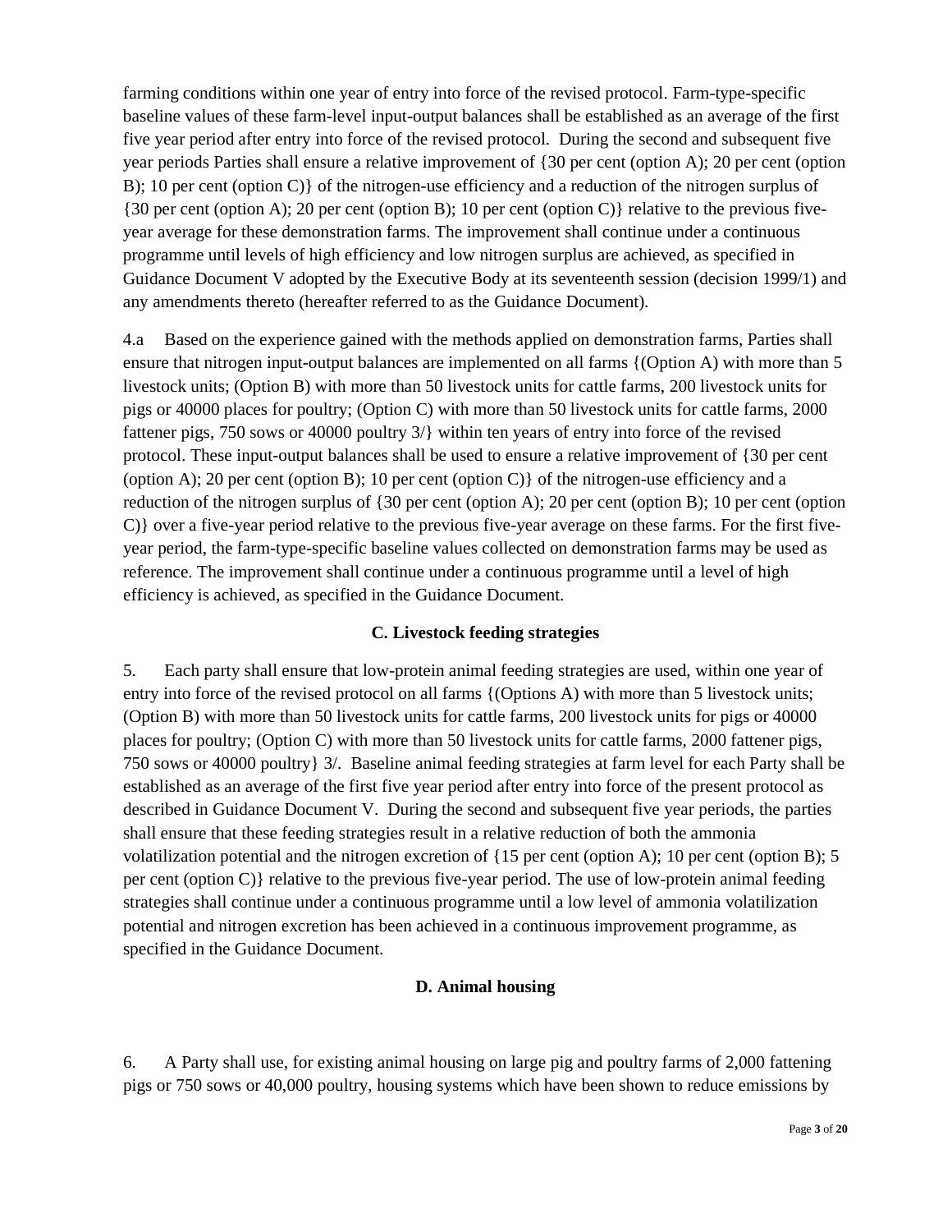farming conditions within one year of entry into force of the revised protocol. Farm-type-specific baseline values of these farm-level input-output balances shall be established as an average of the first five year period after entry into force of the revised protocol.  During the second and subsequent five year periods Parties shall ensure a relative improvement of {30 per cent (option A); 20 per cent (option B); 10 per cent (option C)} of the nitrogen-use efficiency and a reduction of the nitrogen surplus of {30 per cent (option A); 20 per cent (option B); 10 per cent (option C)} relative to the previous five-year average for these demonstration farms. The improvement shall continue under a continuous programme until levels of high efficiency and low nitrogen surplus are achieved, as specified in Guidance Document V adopted by the Executive Body at its seventeenth session (decision 1999/1) and any amendments thereto (hereafter referred to as the Guidance Document).

4.a  Based on the experience gained with the methods applied on demonstration farms, Parties shall ensure that nitrogen input-output balances are implemented on all farms {(Option A) with more than 5 livestock units; (Option B) with more than 50 livestock units for cattle farms, 200 livestock units for pigs or 40000 places for poultry; (Option C) with more than 50 livestock units for cattle farms, 2000 fattener pigs, 750 sows or 40000 poultry 3/} within ten years of entry into force of the revised protocol. These input-output balances shall be used to ensure a relative improvement of {30 per cent (option A); 20 per cent (option B); 10 per cent (option C)} of the nitrogen-use efficiency and a reduction of the nitrogen surplus of {30 per cent (option A); 20 per cent (option B); 10 per cent (option C)} over a five-year period relative to the previous five-year average on these farms. For the first five-year period, the farm-type-specific baseline values collected on demonstration farms may be used as reference. The improvement shall continue under a continuous programme until a level of high efficiency is achieved, as specified in the Guidance Document.

### C. Livestock feeding strategies

5.  Each party shall ensure that low-protein animal feeding strategies are used, within one year of entry into force of the revised protocol on all farms {(Options A) with more than 5 livestock units; (Option B) with more than 50 livestock units for cattle farms, 200 livestock units for pigs or 40000 places for poultry; (Option C) with more than 50 livestock units for cattle farms, 2000 fattener pigs, 750 sows or 40000 poultry} 3/.  Baseline animal feeding strategies at farm level for each Party shall be established as an average of the first five year period after entry into force of the present protocol as described in Guidance Document V.  During the second and subsequent five year periods, the parties shall ensure that these feeding strategies result in a relative reduction of both the ammonia volatilization potential and the nitrogen excretion of {15 per cent (option A); 10 per cent (option B); 5 per cent (option C)} relative to the previous five-year period. The use of low-protein animal feeding strategies shall continue under a continuous programme until a low level of ammonia volatilization potential and nitrogen excretion has been achieved in a continuous improvement programme, as specified in the Guidance Document.

### D. Animal housing

6.  A Party shall use, for existing animal housing on large pig and poultry farms of 2,000 fattening pigs or 750 sows or 40,000 poultry, housing systems which have been shown to reduce emissions by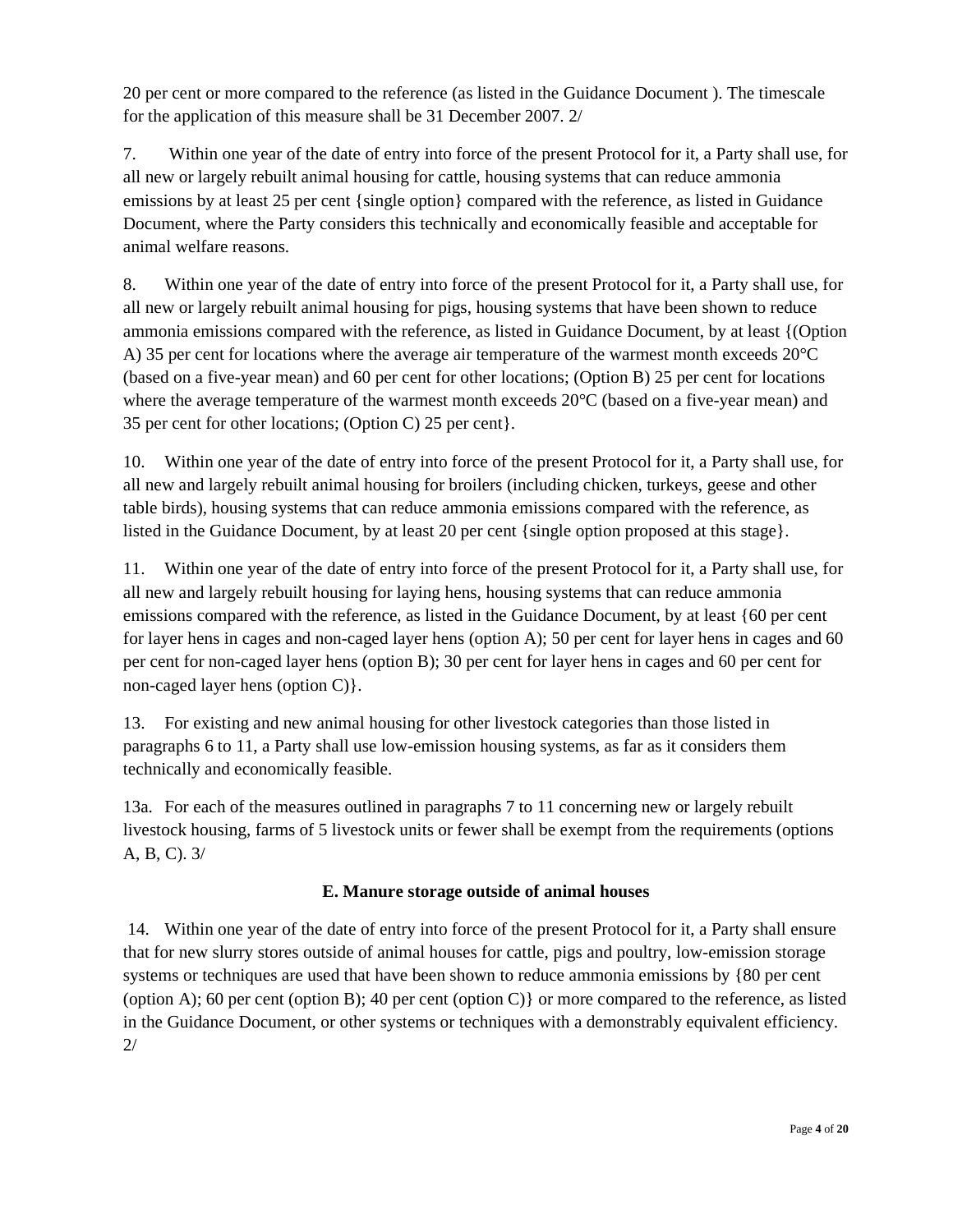20 per cent or more compared to the reference (as listed in the Guidance Document ). The timescale for the application of this measure shall be 31 December 2007. 2/

7. Within one year of the date of entry into force of the present Protocol for it, a Party shall use, for all new or largely rebuilt animal housing for cattle, housing systems that can reduce ammonia emissions by at least 25 per cent {single option} compared with the reference, as listed in Guidance Document, where the Party considers this technically and economically feasible and acceptable for animal welfare reasons.

8. Within one year of the date of entry into force of the present Protocol for it, a Party shall use, for all new or largely rebuilt animal housing for pigs, housing systems that have been shown to reduce ammonia emissions compared with the reference, as listed in Guidance Document, by at least {(Option A) 35 per cent for locations where the average air temperature of the warmest month exceeds 20°C (based on a five-year mean) and 60 per cent for other locations; (Option B) 25 per cent for locations where the average temperature of the warmest month exceeds 20°C (based on a five-year mean) and 35 per cent for other locations; (Option C) 25 per cent}.

10. Within one year of the date of entry into force of the present Protocol for it, a Party shall use, for all new and largely rebuilt animal housing for broilers (including chicken, turkeys, geese and other table birds), housing systems that can reduce ammonia emissions compared with the reference, as listed in the Guidance Document, by at least 20 per cent {single option proposed at this stage}.

11. Within one year of the date of entry into force of the present Protocol for it, a Party shall use, for all new and largely rebuilt housing for laying hens, housing systems that can reduce ammonia emissions compared with the reference, as listed in the Guidance Document, by at least {60 per cent for layer hens in cages and non-caged layer hens (option A); 50 per cent for layer hens in cages and 60 per cent for non-caged layer hens (option B); 30 per cent for layer hens in cages and 60 per cent for non-caged layer hens (option C)}.

13. For existing and new animal housing for other livestock categories than those listed in paragraphs 6 to 11, a Party shall use low-emission housing systems, as far as it considers them technically and economically feasible.

13a. For each of the measures outlined in paragraphs 7 to 11 concerning new or largely rebuilt livestock housing, farms of 5 livestock units or fewer shall be exempt from the requirements (options A, B, C). 3/

**E. Manure storage outside of animal houses**

14. Within one year of the date of entry into force of the present Protocol for it, a Party shall ensure that for new slurry stores outside of animal houses for cattle, pigs and poultry, low-emission storage systems or techniques are used that have been shown to reduce ammonia emissions by {80 per cent (option A); 60 per cent (option B); 40 per cent (option C)} or more compared to the reference, as listed in the Guidance Document, or other systems or techniques with a demonstrably equivalent efficiency. 2/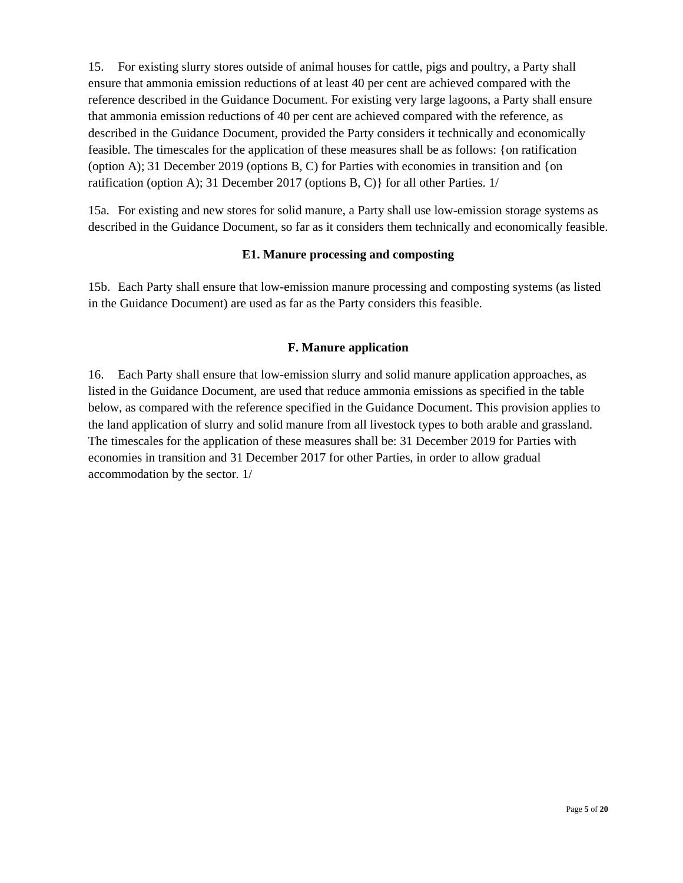15. For existing slurry stores outside of animal houses for cattle, pigs and poultry, a Party shall ensure that ammonia emission reductions of at least 40 per cent are achieved compared with the reference described in the Guidance Document. For existing very large lagoons, a Party shall ensure that ammonia emission reductions of 40 per cent are achieved compared with the reference, as described in the Guidance Document, provided the Party considers it technically and economically feasible. The timescales for the application of these measures shall be as follows: {on ratification (option A); 31 December 2019 (options B, C) for Parties with economies in transition and {on ratification (option A); 31 December 2017 (options B, C)} for all other Parties. 1/

15a. For existing and new stores for solid manure, a Party shall use low-emission storage systems as described in the Guidance Document, so far as it considers them technically and economically feasible.

### E1. Manure processing and composting

15b. Each Party shall ensure that low-emission manure processing and composting systems (as listed in the Guidance Document) are used as far as the Party considers this feasible.

### F. Manure application

16. Each Party shall ensure that low-emission slurry and solid manure application approaches, as listed in the Guidance Document, are used that reduce ammonia emissions as specified in the table below, as compared with the reference specified in the Guidance Document. This provision applies to the land application of slurry and solid manure from all livestock types to both arable and grassland. The timescales for the application of these measures shall be: 31 December 2019 for Parties with economies in transition and 31 December 2017 for other Parties, in order to allow gradual accommodation by the sector. 1/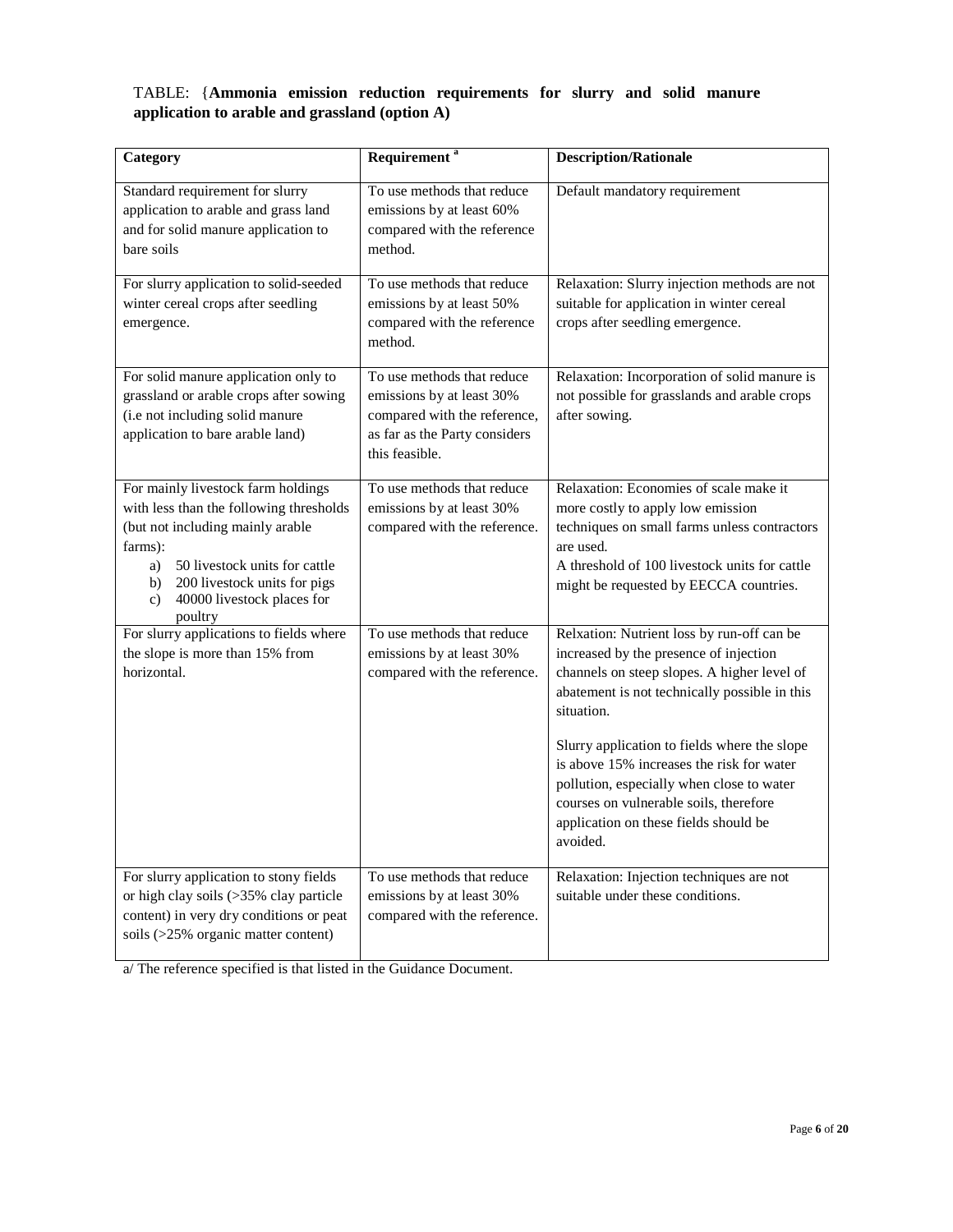TABLE: {**Ammonia emission reduction requirements for slurry and solid manure application to arable and grassland (option A)**

| **Category** | **Requirement** [a] | **Description/Rationale** |
|---|---|---|
| Standard requirement for slurry application to arable and grass land and for solid manure application to bare soils | To use methods that reduce emissions by at least 60% compared with the reference method. | Default mandatory requirement |
| For slurry application to solid-seeded winter cereal crops after seedling emergence. | To use methods that reduce emissions by at least 50% compared with the reference method. | Relaxation: Slurry injection methods are not suitable for application in winter cereal crops after seedling emergence. |
| For solid manure application only to grassland or arable crops after sowing (i.e not including solid manure application to bare arable land) | To use methods that reduce emissions by at least 30% compared with the reference, as far as the Party considers this feasible. | Relaxation: Incorporation of solid manure is not possible for grasslands and arable crops after sowing. |
| For mainly livestock farm holdings with less than the following thresholds (but not including mainly arable farms):<br>a) 50 livestock units for cattle<br>b) 200 livestock units for pigs<br>c) 40000 livestock places for poultry | To use methods that reduce emissions by at least 30% compared with the reference. | Relaxation: Economies of scale make it more costly to apply low emission techniques on small farms unless contractors are used.<br>A threshold of 100 livestock units for cattle might be requested by EECCA countries. |
| For slurry applications to fields where the slope is more than 15% from horizontal. | To use methods that reduce emissions by at least 30% compared with the reference. | Relxation: Nutrient loss by run-off can be increased by the presence of injection channels on steep slopes. A higher level of abatement is not technically possible in this situation.<br><br>Slurry application to fields where the slope is above 15% increases the risk for water pollution, especially when close to water courses on vulnerable soils, therefore application on these fields should be avoided. |
| For slurry application to stony fields or high clay soils (>35% clay particle content) in very dry conditions or peat soils (>25% organic matter content) | To use methods that reduce emissions by at least 30% compared with the reference. | Relaxation: Injection techniques are not suitable under these conditions. |

a/ The reference specified is that listed in the Guidance Document.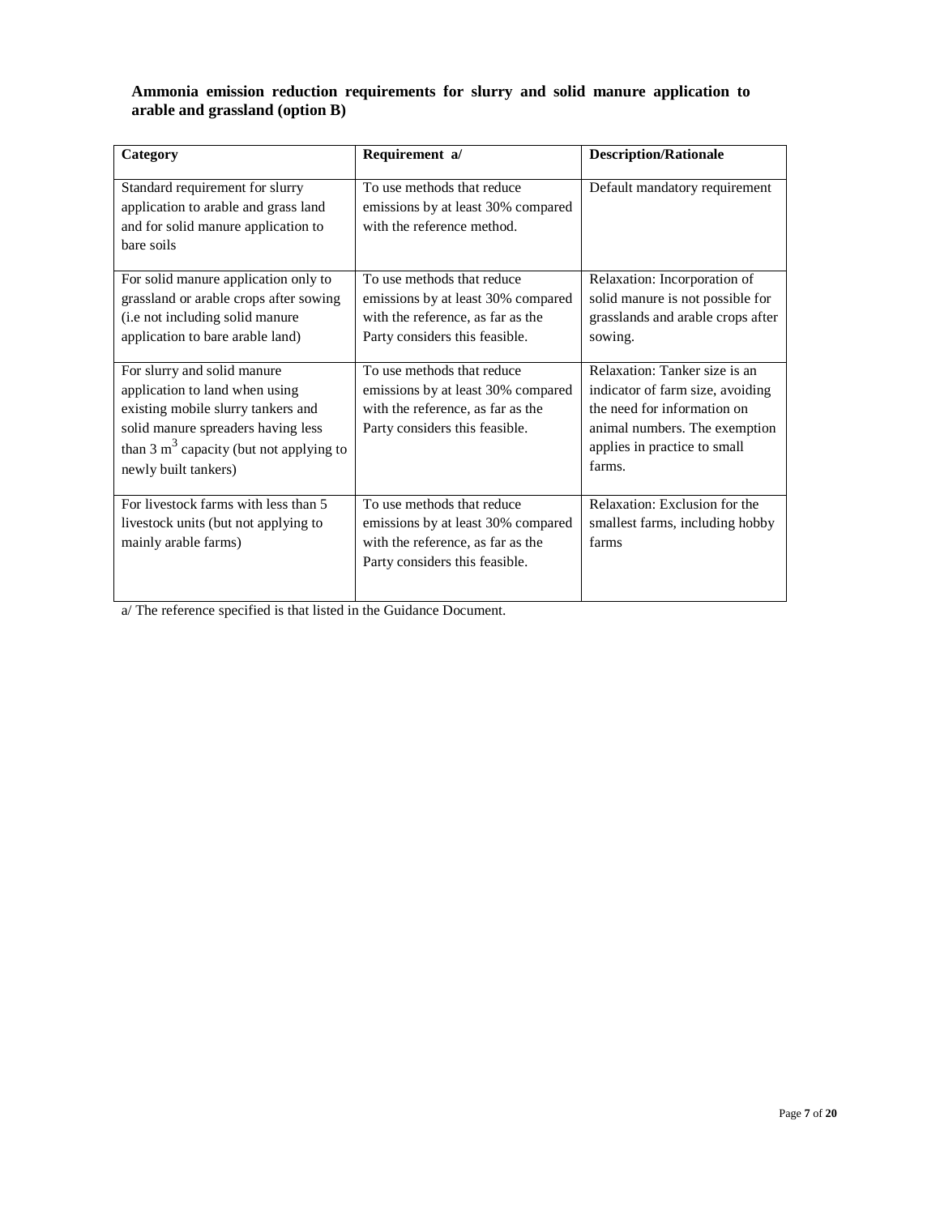**Ammonia emission reduction requirements for slurry and solid manure application to arable and grassland (option B)**

| Category | Requirement a/ | Description/Rationale |
|---|---|---|
| Standard requirement for slurry application to arable and grass land and for solid manure application to bare soils | To use methods that reduce emissions by at least 30% compared with the reference method. | Default mandatory requirement |
| For solid manure application only to grassland or arable crops after sowing (i.e not including solid manure application to bare arable land) | To use methods that reduce emissions by at least 30% compared with the reference, as far as the Party considers this feasible. | Relaxation: Incorporation of solid manure is not possible for grasslands and arable crops after sowing. |
| For slurry and solid manure application to land when using existing mobile slurry tankers and solid manure spreaders having less than 3 $m^3$ capacity (but not applying to newly built tankers) | To use methods that reduce emissions by at least 30% compared with the reference, as far as the Party considers this feasible. | Relaxation: Tanker size is an indicator of farm size, avoiding the need for information on animal numbers. The exemption applies in practice to small farms. |
| For livestock farms with less than 5 livestock units (but not applying to mainly arable farms) | To use methods that reduce emissions by at least 30% compared with the reference, as far as the Party considers this feasible. | Relaxation: Exclusion for the smallest farms, including hobby farms |

a/ The reference specified is that listed in the Guidance Document.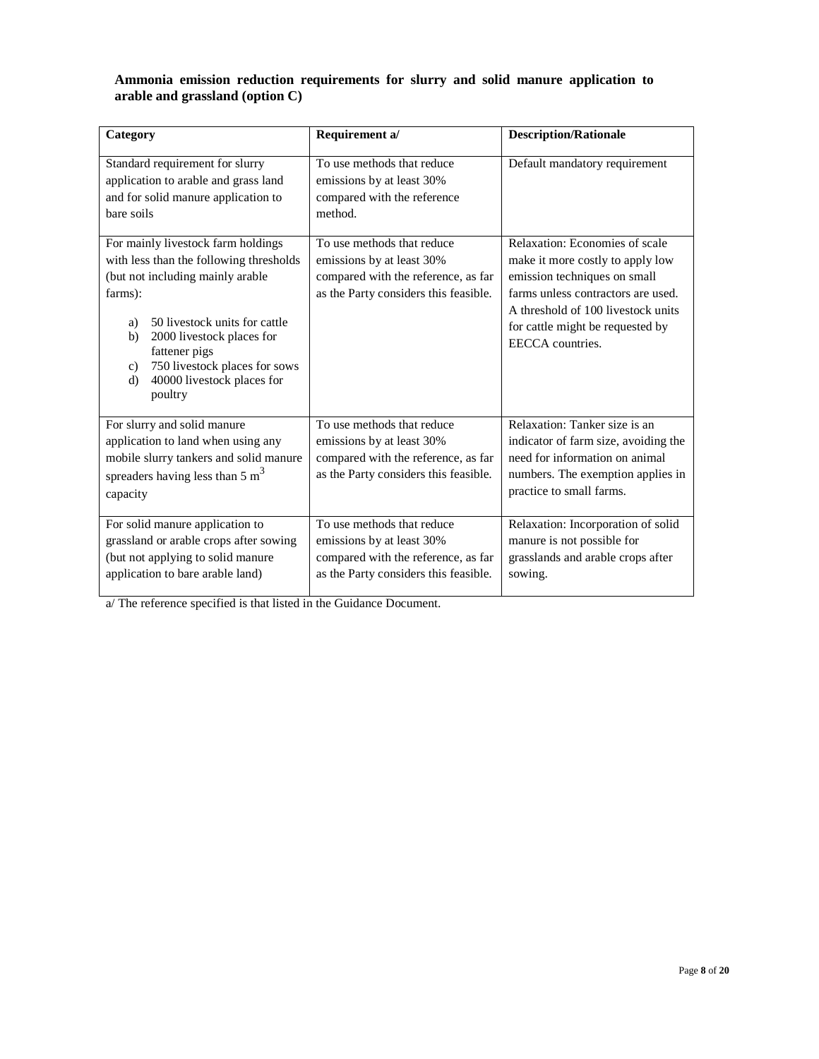**Ammonia emission reduction requirements for slurry and solid manure application to arable and grassland (option C)**

| Category | Requirement a/ | Description/Rationale |
|---|---|---|
| Standard requirement for slurry application to arable and grass land and for solid manure application to bare soils | To use methods that reduce emissions by at least 30% compared with the reference method. | Default mandatory requirement |
| For mainly livestock farm holdings with less than the following thresholds (but not including mainly arable farms):<br><br>a) 50 livestock units for cattle<br>b) 2000 livestock places for fattener pigs<br>c) 750 livestock places for sows<br>d) 40000 livestock places for poultry | To use methods that reduce emissions by at least 30% compared with the reference, as far as the Party considers this feasible. | Relaxation: Economies of scale make it more costly to apply low emission techniques on small farms unless contractors are used. A threshold of 100 livestock units for cattle might be requested by EECCA countries. |
| For slurry and solid manure application to land when using any mobile slurry tankers and solid manure spreaders having less than 5 $m^3$ capacity | To use methods that reduce emissions by at least 30% compared with the reference, as far as the Party considers this feasible. | Relaxation: Tanker size is an indicator of farm size, avoiding the need for information on animal numbers. The exemption applies in practice to small farms. |
| For solid manure application to grassland or arable crops after sowing (but not applying to solid manure application to bare arable land) | To use methods that reduce emissions by at least 30% compared with the reference, as far as the Party considers this feasible. | Relaxation: Incorporation of solid manure is not possible for grasslands and arable crops after sowing. |

a/ The reference specified is that listed in the Guidance Document.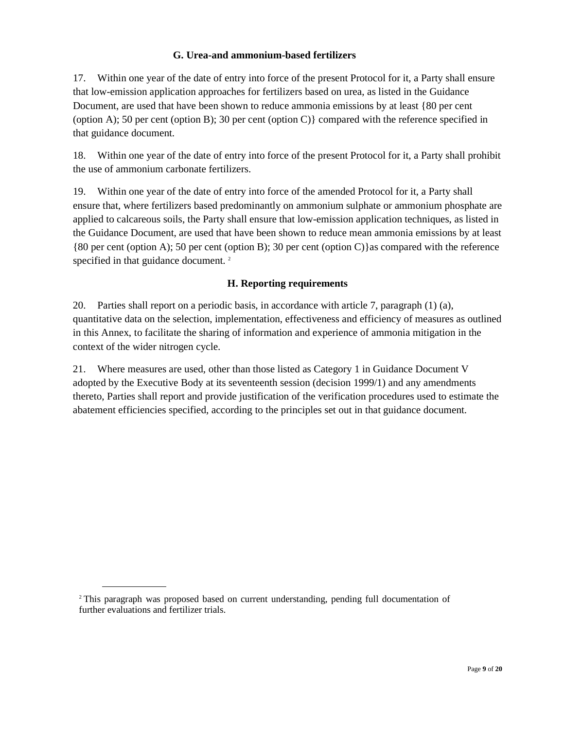### G. Urea-and ammonium-based fertilizers

17. Within one year of the date of entry into force of the present Protocol for it, a Party shall ensure that low-emission application approaches for fertilizers based on urea, as listed in the Guidance Document, are used that have been shown to reduce ammonia emissions by at least {80 per cent (option A); 50 per cent (option B); 30 per cent (option C)} compared with the reference specified in that guidance document.

18. Within one year of the date of entry into force of the present Protocol for it, a Party shall prohibit the use of ammonium carbonate fertilizers.

19. Within one year of the date of entry into force of the amended Protocol for it, a Party shall ensure that, where fertilizers based predominantly on ammonium sulphate or ammonium phosphate are applied to calcareous soils, the Party shall ensure that low-emission application techniques, as listed in the Guidance Document, are used that have been shown to reduce mean ammonia emissions by at least {80 per cent (option A); 50 per cent (option B); 30 per cent (option C)}as compared with the reference specified in that guidance document. [2]

### H. Reporting requirements

20. Parties shall report on a periodic basis, in accordance with article 7, paragraph (1) (a), quantitative data on the selection, implementation, effectiveness and efficiency of measures as outlined in this Annex, to facilitate the sharing of information and experience of ammonia mitigation in the context of the wider nitrogen cycle.

21. Where measures are used, other than those listed as Category 1 in Guidance Document V adopted by the Executive Body at its seventeenth session (decision 1999/1) and any amendments thereto, Parties shall report and provide justification of the verification procedures used to estimate the abatement efficiencies specified, according to the principles set out in that guidance document.

---

[2] This paragraph was proposed based on current understanding, pending full documentation of further evaluations and fertilizer trials.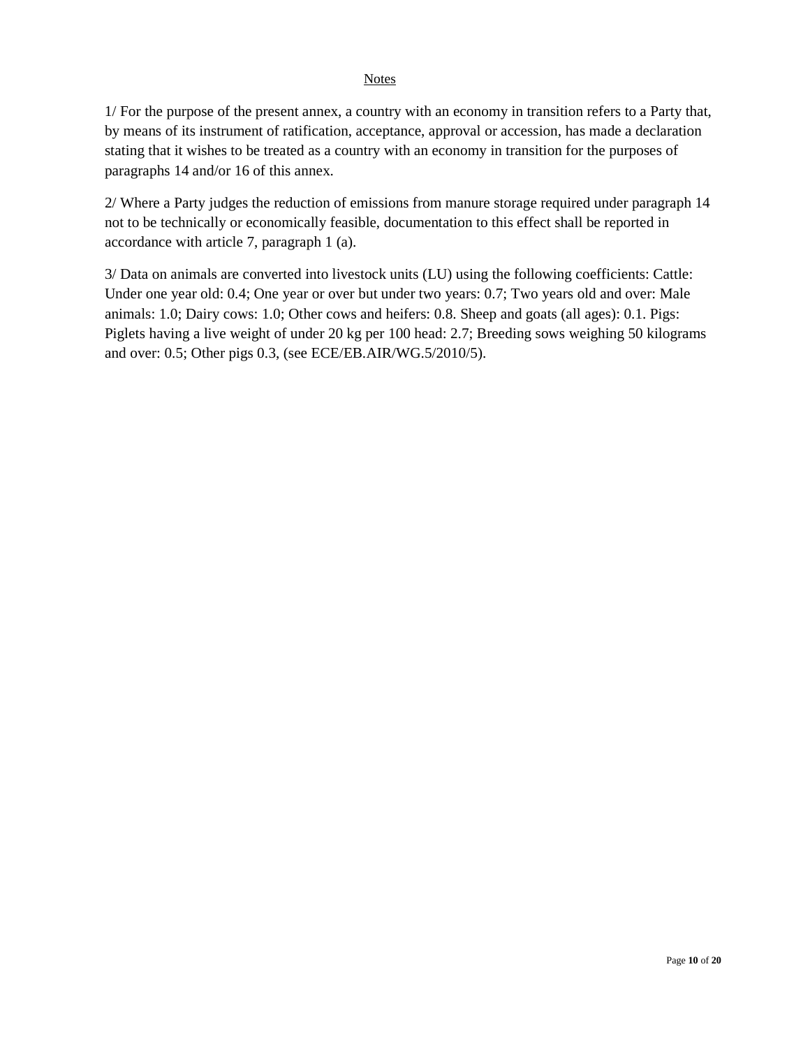<u>Notes</u>

1/ For the purpose of the present annex, a country with an economy in transition refers to a Party that, by means of its instrument of ratification, acceptance, approval or accession, has made a declaration stating that it wishes to be treated as a country with an economy in transition for the purposes of paragraphs 14 and/or 16 of this annex.

2/ Where a Party judges the reduction of emissions from manure storage required under paragraph 14 not to be technically or economically feasible, documentation to this effect shall be reported in accordance with article 7, paragraph 1 (a).

3/ Data on animals are converted into livestock units (LU) using the following coefficients: Cattle: Under one year old: 0.4; One year or over but under two years: 0.7; Two years old and over: Male animals: 1.0; Dairy cows: 1.0; Other cows and heifers: 0.8. Sheep and goats (all ages): 0.1. Pigs: Piglets having a live weight of under 20 kg per 100 head: 2.7; Breeding sows weighing 50 kilograms and over: 0.5; Other pigs 0.3, (see ECE/EB.AIR/WG.5/2010/5).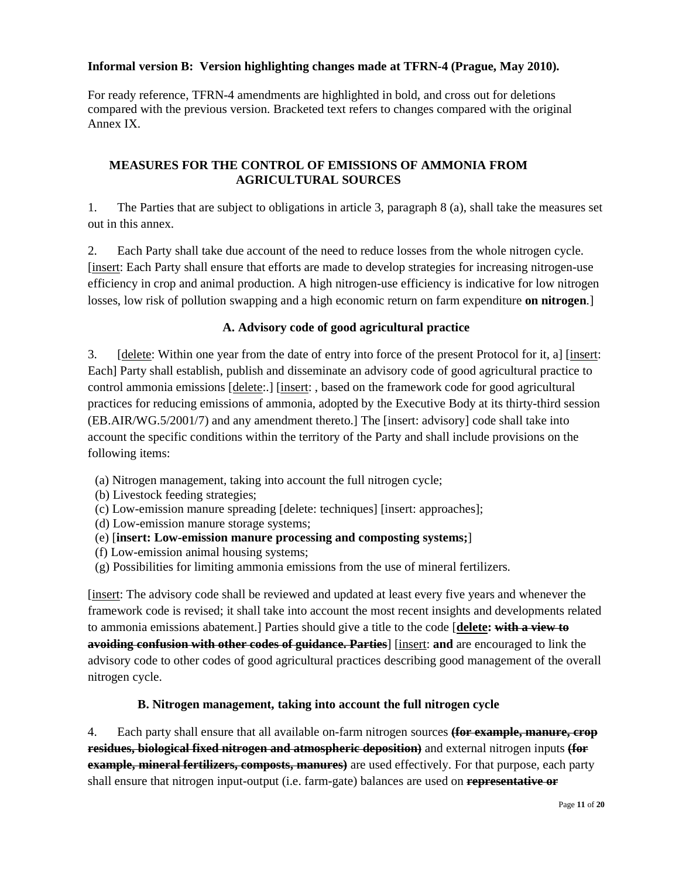**Informal version B: Version highlighting changes made at TFRN-4 (Prague, May 2010).**

For ready reference, TFRN-4 amendments are highlighted in bold, and cross out for deletions compared with the previous version. Bracketed text refers to changes compared with the original Annex IX.

## MEASURES FOR THE CONTROL OF EMISSIONS OF AMMONIA FROM AGRICULTURAL SOURCES

1. The Parties that are subject to obligations in article 3, paragraph 8 (a), shall take the measures set out in this annex.

2. Each Party shall take due account of the need to reduce losses from the whole nitrogen cycle. [insert: Each Party shall ensure that efforts are made to develop strategies for increasing nitrogen-use efficiency in crop and animal production. A high nitrogen-use efficiency is indicative for low nitrogen losses, low risk of pollution swapping and a high economic return on farm expenditure **on nitrogen**.]

### A. Advisory code of good agricultural practice

3. [delete: Within one year from the date of entry into force of the present Protocol for it, a] [insert: Each] Party shall establish, publish and disseminate an advisory code of good agricultural practice to control ammonia emissions [delete:.] [insert: , based on the framework code for good agricultural practices for reducing emissions of ammonia, adopted by the Executive Body at its thirty-third session (EB.AIR/WG.5/2001/7) and any amendment thereto.] The [insert: advisory] code shall take into account the specific conditions within the territory of the Party and shall include provisions on the following items:

(a) Nitrogen management, taking into account the full nitrogen cycle;
(b) Livestock feeding strategies;
(c) Low-emission manure spreading [delete: techniques] [insert: approaches];
(d) Low-emission manure storage systems;
(e) [**insert: Low-emission manure processing and composting systems;**]
(f) Low-emission animal housing systems;
(g) Possibilities for limiting ammonia emissions from the use of mineral fertilizers.

[insert: The advisory code shall be reviewed and updated at least every five years and whenever the framework code is revised; it shall take into account the most recent insights and developments related to ammonia emissions abatement.] Parties should give a title to the code [**delete: ~~with a view to avoiding confusion with other codes of guidance. Parties~~**] [insert: **and** are encouraged to link the advisory code to other codes of good agricultural practices describing good management of the overall nitrogen cycle.

### B. Nitrogen management, taking into account the full nitrogen cycle

4. Each party shall ensure that all available on-farm nitrogen sources **~~(for example, manure, crop residues, biological fixed nitrogen and atmospheric deposition)~~** and external nitrogen inputs **~~(for example, mineral fertilizers, composts, manures)~~** are used effectively. For that purpose, each party shall ensure that nitrogen input-output (i.e. farm-gate) balances are used on **~~representative or~~**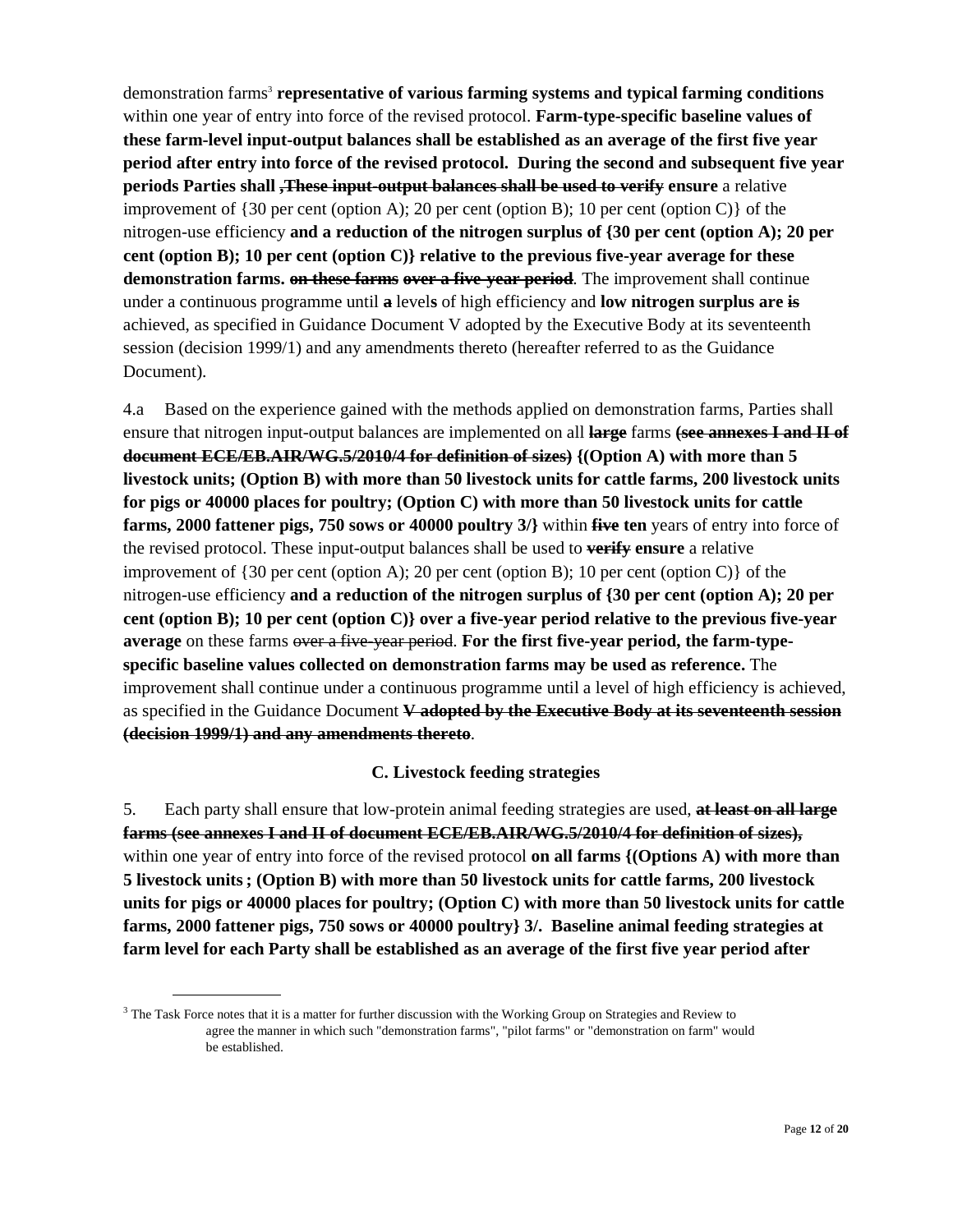demonstration farms[3] **representative of various farming systems and typical farming conditions** within one year of entry into force of the revised protocol. **Farm-type-specific baseline values of these farm-level input-output balances shall be established as an average of the first five year period after entry into force of the revised protocol. During the second and subsequent five year periods Parties shall ~~,These input-output balances shall be used to verify~~ ensure** a relative improvement of {30 per cent (option A); 20 per cent (option B); 10 per cent (option C)} of the nitrogen-use efficiency **and a reduction of the nitrogen surplus of {30 per cent (option A); 20 per cent (option B); 10 per cent (option C)} relative to the previous five-year average for these demonstration farms. ~~on these farms~~ ~~over a five-year period~~**. The improvement shall continue under a continuous programme until ~~**a**~~ level**s** of high efficiency and **low nitrogen surplus are** ~~**is**~~ achieved, as specified in Guidance Document V adopted by the Executive Body at its seventeenth session (decision 1999/1) and any amendments thereto (hereafter referred to as the Guidance Document).

4.a Based on the experience gained with the methods applied on demonstration farms, Parties shall ensure that nitrogen input-output balances are implemented on all ~~**large**~~ farms ~~**(see annexes I and II of document ECE/EB.AIR/WG.5/2010/4 for definition of sizes)**~~ **{(Option A) with more than 5 livestock units; (Option B) with more than 50 livestock units for cattle farms, 200 livestock units for pigs or 40000 places for poultry; (Option C) with more than 50 livestock units for cattle farms, 2000 fattener pigs, 750 sows or 40000 poultry 3/}** within ~~**five**~~ **ten** years of entry into force of the revised protocol. These input-output balances shall be used to ~~**verify**~~ **ensure** a relative improvement of {30 per cent (option A); 20 per cent (option B); 10 per cent (option C)} of the nitrogen-use efficiency **and a reduction of the nitrogen surplus of {30 per cent (option A); 20 per cent (option B); 10 per cent (option C)} over a five-year period relative to the previous five-year average** on these farms ~~over a five-year period~~. **For the first five-year period, the farm-type-specific baseline values collected on demonstration farms may be used as reference.** The improvement shall continue under a continuous programme until a level of high efficiency is achieved, as specified in the Guidance Document ~~**V adopted by the Executive Body at its seventeenth session (decision 1999/1) and any amendments thereto**~~.

### C. Livestock feeding strategies

5. Each party shall ensure that low-protein animal feeding strategies are used, ~~**at least on all large farms (see annexes I and II of document ECE/EB.AIR/WG.5/2010/4 for definition of sizes),**~~ within one year of entry into force of the revised protocol **on all farms {(Options A) with more than 5 livestock units ; (Option B) with more than 50 livestock units for cattle farms, 200 livestock units for pigs or 40000 places for poultry; (Option C) with more than 50 livestock units for cattle farms, 2000 fattener pigs, 750 sows or 40000 poultry} 3/. Baseline animal feeding strategies at farm level for each Party shall be established as an average of the first five year period after**

---

[3] The Task Force notes that it is a matter for further discussion with the Working Group on Strategies and Review to agree the manner in which such "demonstration farms", "pilot farms" or "demonstration on farm" would be established.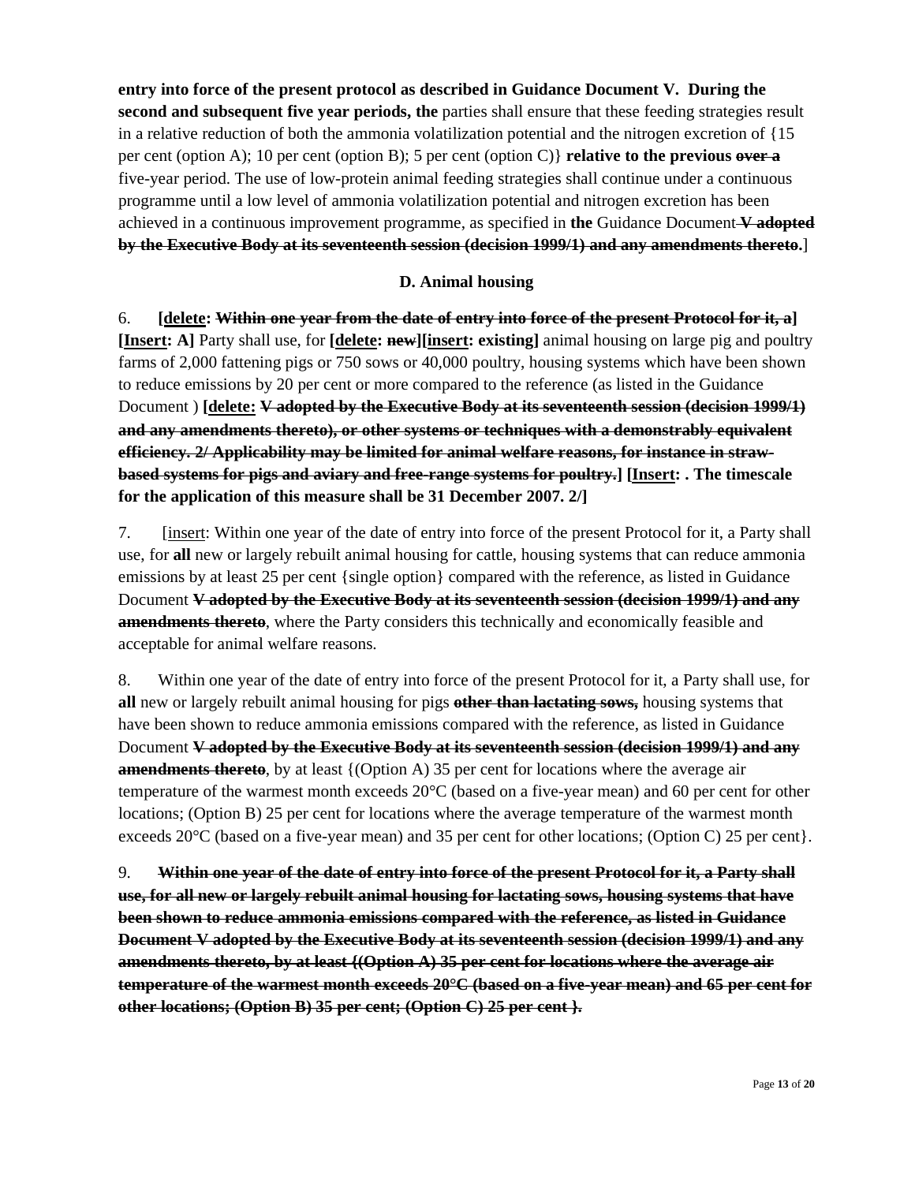**entry into force of the present protocol as described in Guidance Document V. During the second and subsequent five year periods, the** parties shall ensure that these feeding strategies result in a relative reduction of both the ammonia volatilization potential and the nitrogen excretion of {15 per cent (option A); 10 per cent (option B); 5 per cent (option C)} **relative to the previous ~~over a~~** five-year period. The use of low-protein animal feeding strategies shall continue under a continuous programme until a low level of ammonia volatilization potential and nitrogen excretion has been achieved in a continuous improvement programme, as specified in **the** Guidance Document **~~V adopted by the Executive Body at its seventeenth session (decision 1999/1) and any amendments thereto.~~**]

### D. Animal housing

6. **[<u>delete</u>: ~~Within one year from the date of entry into force of the present Protocol for it, a~~] [<u>Insert</u>: A]** Party shall use, for **[<u>delete</u>: ~~new~~][<u>insert</u>: existing]** animal housing on large pig and poultry farms of 2,000 fattening pigs or 750 sows or 40,000 poultry, housing systems which have been shown to reduce emissions by 20 per cent or more compared to the reference (as listed in the Guidance Document ) **[<u>delete:</u> ~~V adopted by the Executive Body at its seventeenth session (decision 1999/1) and any amendments thereto), or other systems or techniques with a demonstrably equivalent efficiency. 2/ Applicability may be limited for animal welfare reasons, for instance in straw-based systems for pigs and aviary and free-range systems for poultry.~~] [<u>Insert</u>: . The timescale for the application of this measure shall be 31 December 2007. 2/]**

7. [<u>insert</u>: Within one year of the date of entry into force of the present Protocol for it, a Party shall use, for **all** new or largely rebuilt animal housing for cattle, housing systems that can reduce ammonia emissions by at least 25 per cent {single option} compared with the reference, as listed in Guidance Document **~~V adopted by the Executive Body at its seventeenth session (decision 1999/1) and any amendments thereto~~**, where the Party considers this technically and economically feasible and acceptable for animal welfare reasons.

8. Within one year of the date of entry into force of the present Protocol for it, a Party shall use, for **all** new or largely rebuilt animal housing for pigs **~~other than lactating sows,~~** housing systems that have been shown to reduce ammonia emissions compared with the reference, as listed in Guidance Document **~~V adopted by the Executive Body at its seventeenth session (decision 1999/1) and any amendments thereto~~**, by at least {(Option A) 35 per cent for locations where the average air temperature of the warmest month exceeds 20°C (based on a five-year mean) and 60 per cent for other locations; (Option B) 25 per cent for locations where the average temperature of the warmest month exceeds 20°C (based on a five-year mean) and 35 per cent for other locations; (Option C) 25 per cent}.

9. **~~Within one year of the date of entry into force of the present Protocol for it, a Party shall use, for all new or largely rebuilt animal housing for lactating sows, housing systems that have been shown to reduce ammonia emissions compared with the reference, as listed in Guidance Document V adopted by the Executive Body at its seventeenth session (decision 1999/1) and any amendments thereto, by at least {(Option A) 35 per cent for locations where the average air temperature of the warmest month exceeds 20°C (based on a five-year mean) and 65 per cent for other locations; (Option B) 35 per cent; (Option C) 25 per cent }.~~**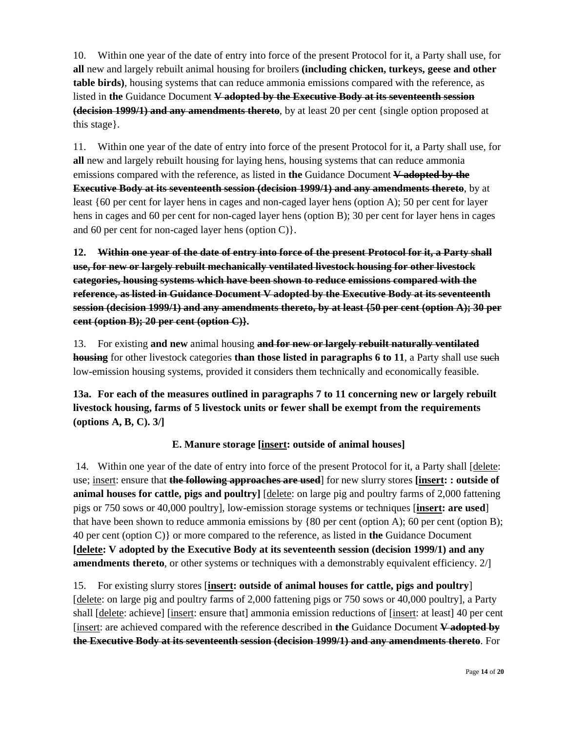10. Within one year of the date of entry into force of the present Protocol for it, a Party shall use, for **all** new and largely rebuilt animal housing for broilers **(including chicken, turkeys, geese and other table birds)**, housing systems that can reduce ammonia emissions compared with the reference, as listed in **the** Guidance Document ~~**V adopted by the Executive Body at its seventeenth session (decision 1999/1) and any amendments thereto**~~, by at least 20 per cent {single option proposed at this stage}.

11. Within one year of the date of entry into force of the present Protocol for it, a Party shall use, for **all** new and largely rebuilt housing for laying hens, housing systems that can reduce ammonia emissions compared with the reference, as listed in **the** Guidance Document ~~**V adopted by the Executive Body at its seventeenth session (decision 1999/1) and any amendments thereto**~~, by at least {60 per cent for layer hens in cages and non-caged layer hens (option A); 50 per cent for layer hens in cages and 60 per cent for non-caged layer hens (option B); 30 per cent for layer hens in cages and 60 per cent for non-caged layer hens (option C)}.

**12.** ~~**Within one year of the date of entry into force of the present Protocol for it, a Party shall use, for new or largely rebuilt mechanically ventilated livestock housing for other livestock categories, housing systems which have been shown to reduce emissions compared with the reference, as listed in Guidance Document V adopted by the Executive Body at its seventeenth session (decision 1999/1) and any amendments thereto, by at least {50 per cent (option A); 30 per cent (option B); 20 per cent (option C)}.**~~

13. For existing **and new** animal housing ~~**and for new or largely rebuilt naturally ventilated housing**~~ for other livestock categories **than those listed in paragraphs 6 to 11**, a Party shall use ~~such~~ low-emission housing systems, provided it considers them technically and economically feasible.

**13a. For each of the measures outlined in paragraphs 7 to 11 concerning new or largely rebuilt livestock housing, farms of 5 livestock units or fewer shall be exempt from the requirements (options A, B, C). 3/]**

**E. Manure storage [insert: outside of animal houses]**

14. Within one year of the date of entry into force of the present Protocol for it, a Party shall [delete: use; insert: ensure that ~~**the following approaches are used**~~] for new slurry stores **[insert: : outside of animal houses for cattle, pigs and poultry]** [delete: on large pig and poultry farms of 2,000 fattening pigs or 750 sows or 40,000 poultry], low-emission storage systems or techniques [**insert: are used**] that have been shown to reduce ammonia emissions by {80 per cent (option A); 60 per cent (option B); 40 per cent (option C)} or more compared to the reference, as listed in **the** Guidance Document **[delete: V adopted by the Executive Body at its seventeenth session (decision 1999/1) and any amendments thereto**, or other systems or techniques with a demonstrably equivalent efficiency. 2/]

15. For existing slurry stores [**insert: outside of animal houses for cattle, pigs and poultry**] [delete: on large pig and poultry farms of 2,000 fattening pigs or 750 sows or 40,000 poultry], a Party shall [delete: achieve] [insert: ensure that] ammonia emission reductions of [insert: at least] 40 per cent [insert: are achieved compared with the reference described in **the** Guidance Document ~~**V adopted by the Executive Body at its seventeenth session (decision 1999/1) and any amendments thereto**~~. For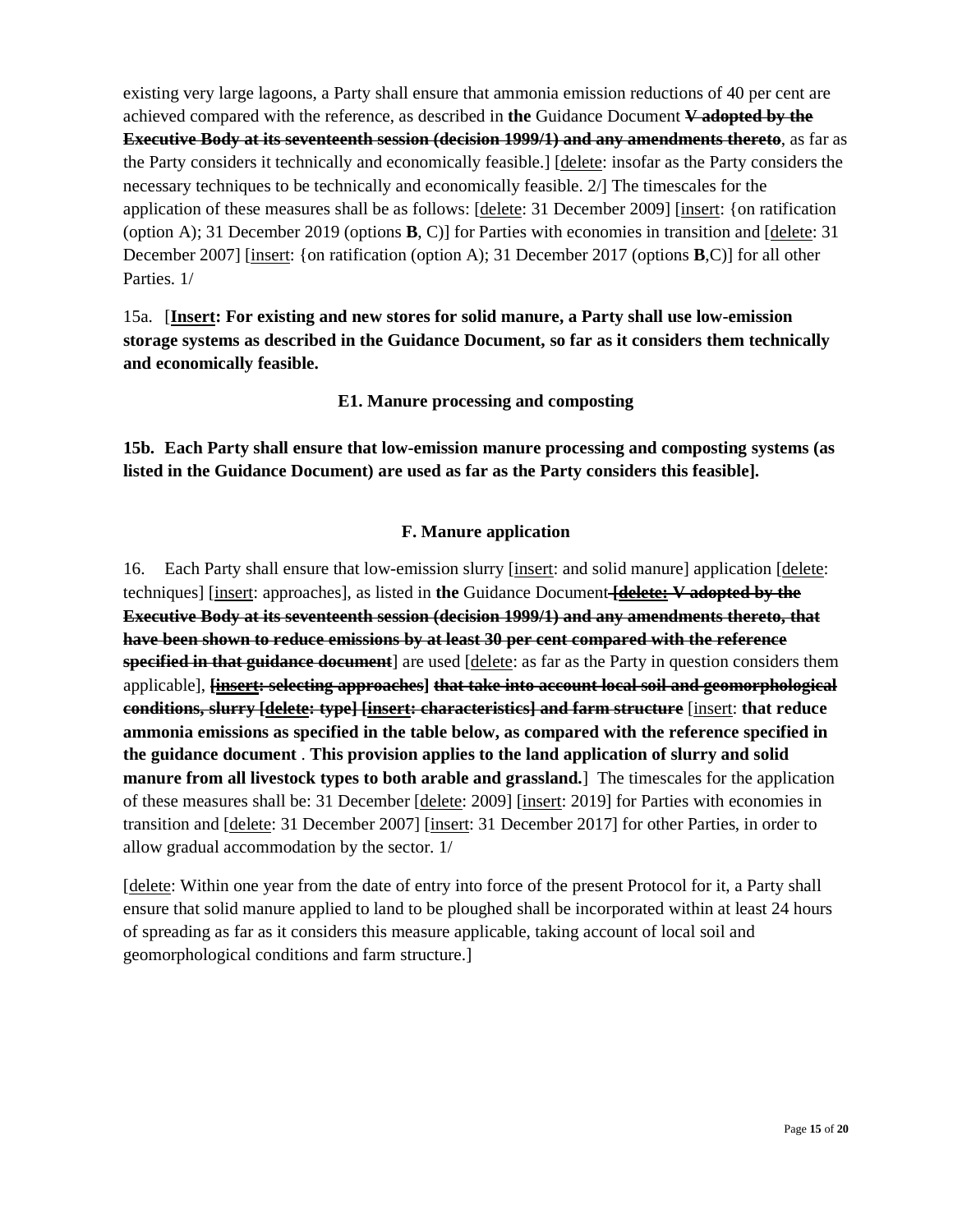existing very large lagoons, a Party shall ensure that ammonia emission reductions of 40 per cent are achieved compared with the reference, as described in **the** Guidance Document ~~**V adopted by the Executive Body at its seventeenth session (decision 1999/1) and any amendments thereto**~~, as far as the Party considers it technically and economically feasible.] [<u>delete</u>: insofar as the Party considers the necessary techniques to be technically and economically feasible. 2/] The timescales for the application of these measures shall be as follows: [<u>delete</u>: 31 December 2009] [<u>insert</u>: {on ratification (option A); 31 December 2019 (options **B**, C)] for Parties with economies in transition and [<u>delete</u>: 31 December 2007] [<u>insert</u>: {on ratification (option A); 31 December 2017 (options **B**,C)] for all other Parties. 1/

15a. [**<u>Insert</u>: For existing and new stores for solid manure, a Party shall use low-emission storage systems as described in the Guidance Document, so far as it considers them technically and economically feasible.**

**E1. Manure processing and composting**

**15b. Each Party shall ensure that low-emission manure processing and composting systems (as listed in the Guidance Document) are used as far as the Party considers this feasible].**

**F. Manure application**

16. Each Party shall ensure that low-emission slurry [<u>insert</u>: and solid manure] application [<u>delete</u>: techniques] [<u>insert</u>: approaches], as listed in **the** Guidance Document ~~**[<u>delete:</u> V adopted by the Executive Body at its seventeenth session (decision 1999/1) and any amendments thereto, that have been shown to reduce emissions by at least 30 per cent compared with the reference specified in that guidance document**~~] are used [<u>delete</u>: as far as the Party in question considers them applicable], ~~**[<u>insert</u>: selecting approaches] that take into account local soil and geomorphological conditions, slurry [<u>delete</u>: type] [<u>insert</u>: characteristics] and farm structure**~~ [<u>insert</u>: **that reduce ammonia emissions as specified in the table below, as compared with the reference specified in the guidance document** . **This provision applies to the land application of slurry and solid manure from all livestock types to both arable and grassland.**] The timescales for the application of these measures shall be: 31 December [<u>delete</u>: 2009] [<u>insert</u>: 2019] for Parties with economies in transition and [<u>delete</u>: 31 December 2007] [<u>insert</u>: 31 December 2017] for other Parties, in order to allow gradual accommodation by the sector. 1/

[<u>delete</u>: Within one year from the date of entry into force of the present Protocol for it, a Party shall ensure that solid manure applied to land to be ploughed shall be incorporated within at least 24 hours of spreading as far as it considers this measure applicable, taking account of local soil and geomorphological conditions and farm structure.]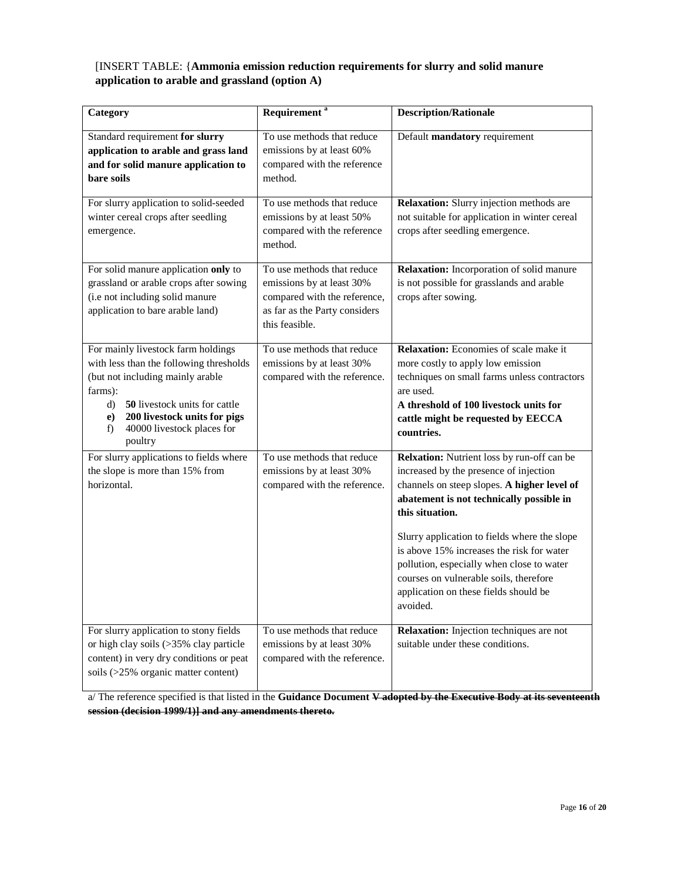[INSERT TABLE: {**Ammonia emission reduction requirements for slurry and solid manure application to arable and grassland (option A)**

| Category | Requirement [a] | Description/Rationale |
|---|---|---|
| Standard requirement **for slurry application to arable and grass land and for solid manure application to bare soils** | To use methods that reduce emissions by at least 60% compared with the reference method. | Default **mandatory** requirement |
| For slurry application to solid-seeded winter cereal crops after seedling emergence. | To use methods that reduce emissions by at least 50% compared with the reference method. | **Relaxation:** Slurry injection methods are not suitable for application in winter cereal crops after seedling emergence. |
| For solid manure application **only** to grassland or arable crops after sowing (i.e not including solid manure application to bare arable land) | To use methods that reduce emissions by at least 30% compared with the reference, as far as the Party considers this feasible. | **Relaxation:** Incorporation of solid manure is not possible for grasslands and arable crops after sowing. |
| For mainly livestock farm holdings with less than the following thresholds (but not including mainly arable farms):<br>d) **50** livestock units for cattle<br>**e) 200 livestock units for pigs**<br>f) 40000 livestock places for poultry | To use methods that reduce emissions by at least 30% compared with the reference. | **Relaxation:** Economies of scale make it more costly to apply low emission techniques on small farms unless contractors are used.<br>**A threshold of 100 livestock units for cattle might be requested by EECCA countries.** |
| For slurry applications to fields where the slope is more than 15% from horizontal. | To use methods that reduce emissions by at least 30% compared with the reference. | **Relxation:** Nutrient loss by run-off can be increased by the presence of injection channels on steep slopes. **A higher level of abatement is not technically possible in this situation.**<br><br>Slurry application to fields where the slope is above 15% increases the risk for water pollution, especially when close to water courses on vulnerable soils, therefore application on these fields should be avoided. |
| For slurry application to stony fields or high clay soils (>35% clay particle content) in very dry conditions or peat soils (>25% organic matter content) | To use methods that reduce emissions by at least 30% compared with the reference. | **Relaxation:** Injection techniques are not suitable under these conditions. |

a/ The reference specified is that listed in the **Guidance Document ~~V adopted by the Executive Body at its seventeenth session (decision 1999/1)] and any amendments thereto.~~**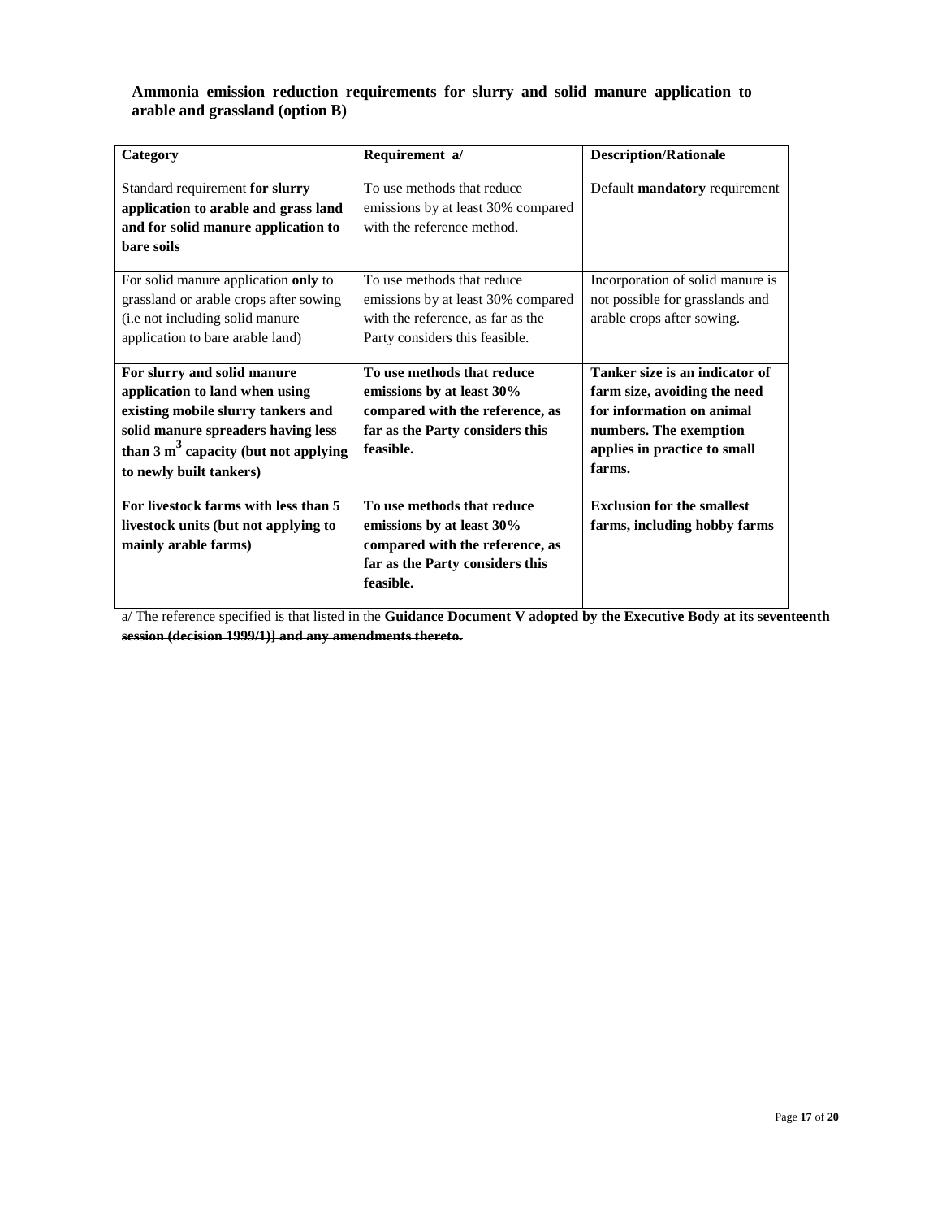**Ammonia emission reduction requirements for slurry and solid manure application to arable and grassland (option B)**

| Category | Requirement a/ | Description/Rationale |
|---|---|---|
| Standard requirement **for slurry application to arable and grass land and for solid manure application to bare soils** | To use methods that reduce emissions by at least 30% compared with the reference method. | Default **mandatory** requirement |
| For solid manure application **only** to grassland or arable crops after sowing (i.e not including solid manure application to bare arable land) | To use methods that reduce emissions by at least 30% compared with the reference, as far as the Party considers this feasible. | Incorporation of solid manure is not possible for grasslands and arable crops after sowing. |
| **For slurry and solid manure application to land when using existing mobile slurry tankers and solid manure spreaders having less than 3 m$^3$ capacity (but not applying to newly built tankers)** | **To use methods that reduce emissions by at least 30% compared with the reference, as far as the Party considers this feasible.** | **Tanker size is an indicator of farm size, avoiding the need for information on animal numbers. The exemption applies in practice to small farms.** |
| **For livestock farms with less than 5 livestock units (but not applying to mainly arable farms)** | **To use methods that reduce emissions by at least 30% compared with the reference, as far as the Party considers this feasible.** | **Exclusion for the smallest farms, including hobby farms** |

a/ The reference specified is that listed in the **Guidance Document ~~V adopted by the Executive Body at its seventeenth session (decision 1999/1)] and any amendments thereto.~~**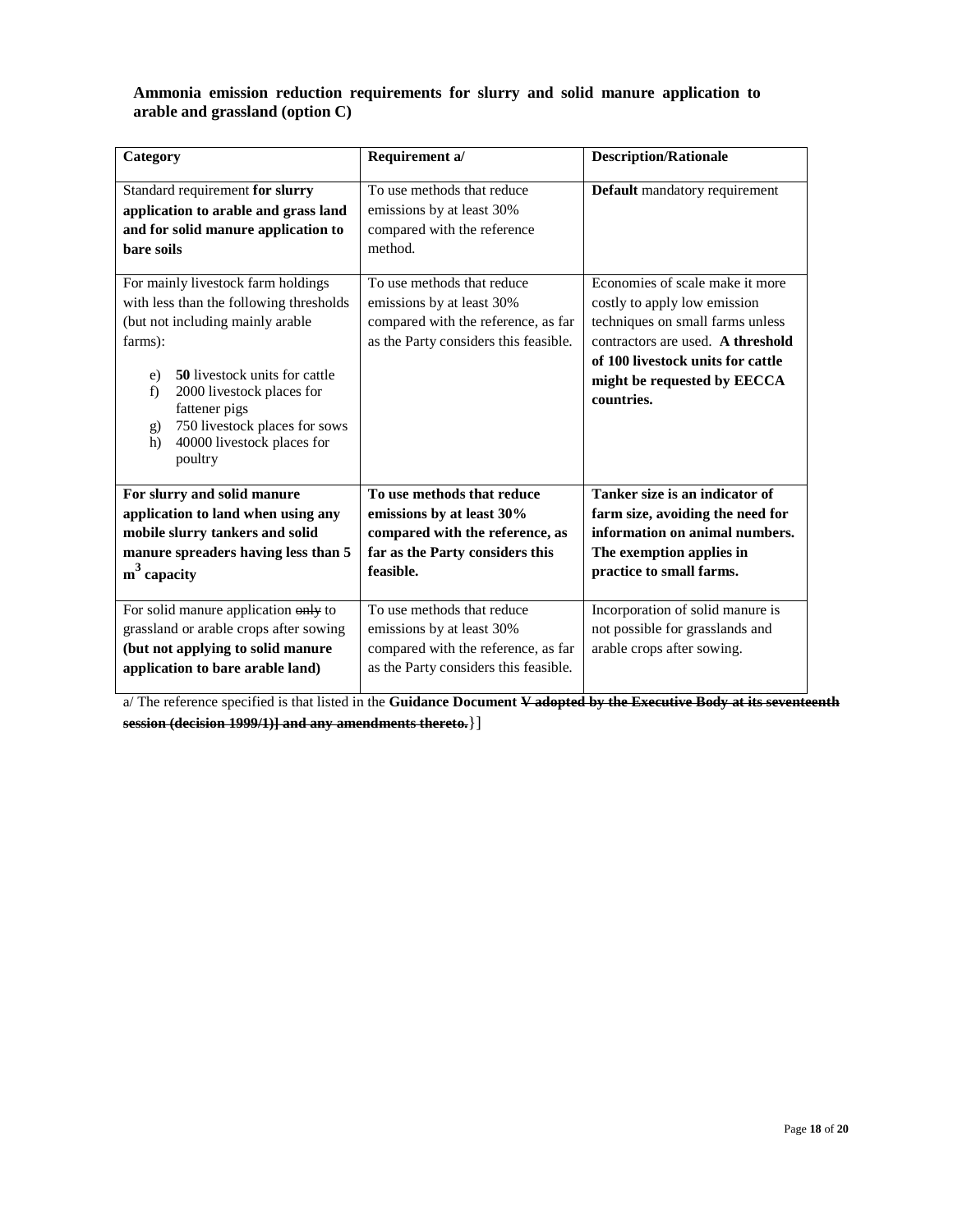**Ammonia emission reduction requirements for slurry and solid manure application to arable and grassland (option C)**

| Category | Requirement a/ | Description/Rationale |
| --- | --- | --- |
| Standard requirement **for slurry application to arable and grass land and for solid manure application to bare soils** | To use methods that reduce emissions by at least 30% compared with the reference method. | **Default** mandatory requirement |
| For mainly livestock farm holdings with less than the following thresholds (but not including mainly arable farms):<br>e) **50** livestock units for cattle<br>f) 2000 livestock places for fattener pigs<br>g) 750 livestock places for sows<br>h) 40000 livestock places for poultry | To use methods that reduce emissions by at least 30% compared with the reference, as far as the Party considers this feasible. | Economies of scale make it more costly to apply low emission techniques on small farms unless contractors are used. **A threshold of 100 livestock units for cattle might be requested by EECCA countries.** |
| **For slurry and solid manure application to land when using any mobile slurry tankers and solid manure spreaders having less than 5 $m^3$ capacity** | **To use methods that reduce emissions by at least 30% compared with the reference, as far as the Party considers this feasible.** | **Tanker size is an indicator of farm size, avoiding the need for information on animal numbers. The exemption applies in practice to small farms.** |
| For solid manure application ~~only~~ to grassland or arable crops after sowing **(but not applying to solid manure application to bare arable land)** | To use methods that reduce emissions by at least 30% compared with the reference, as far as the Party considers this feasible. | Incorporation of solid manure is not possible for grasslands and arable crops after sowing. |

a/ The reference specified is that listed in the **Guidance Document ~~V adopted by the Executive Body at its seventeenth session (decision 1999/1)] and any amendments thereto.~~**}]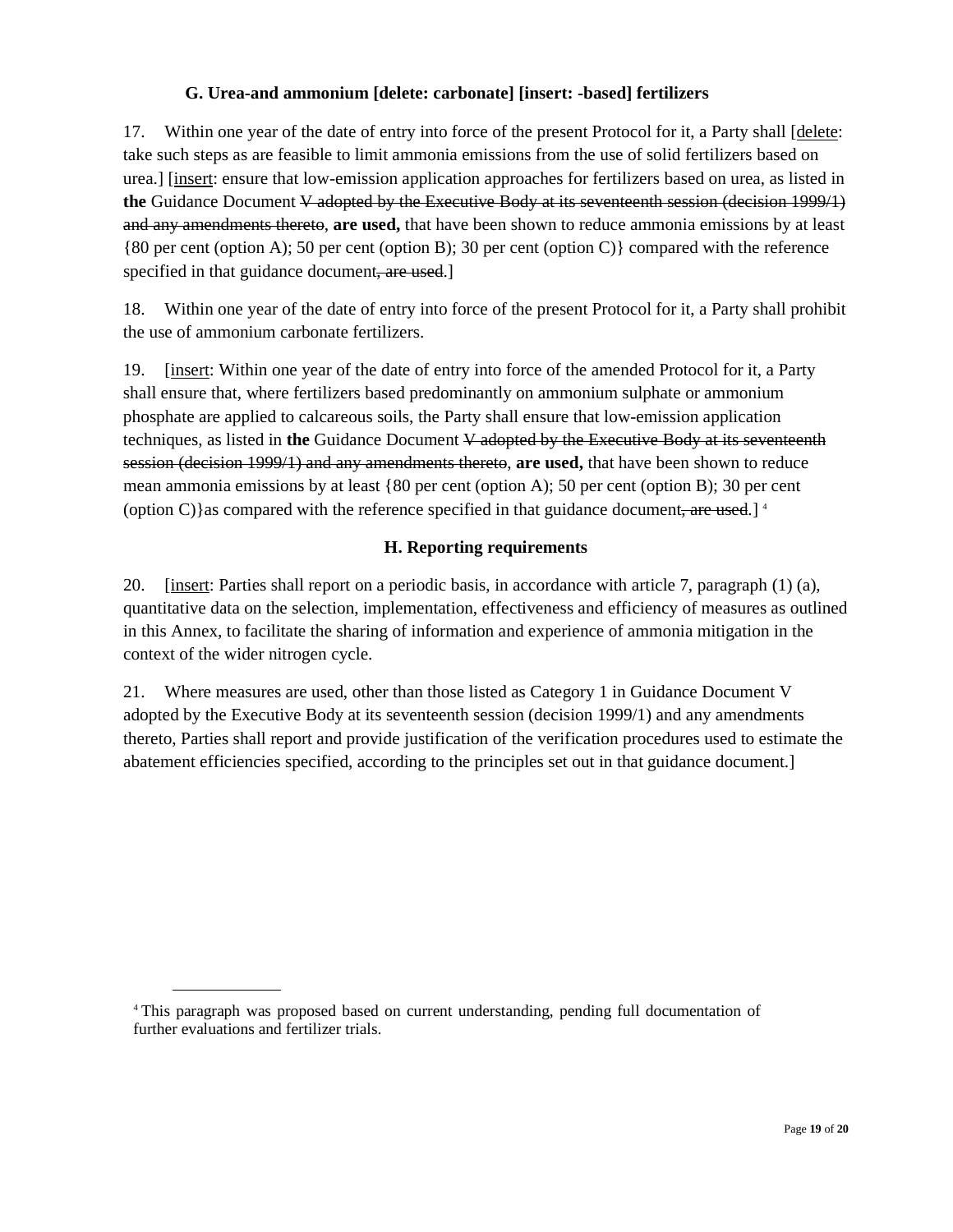### G. Urea-and ammonium [delete: carbonate] [insert: -based] fertilizers

17. Within one year of the date of entry into force of the present Protocol for it, a Party shall [delete: take such steps as are feasible to limit ammonia emissions from the use of solid fertilizers based on urea.] [insert: ensure that low-emission application approaches for fertilizers based on urea, as listed in **the** Guidance Document ~~V adopted by the Executive Body at its seventeenth session (decision 1999/1) and any amendments thereto~~, **are used,** that have been shown to reduce ammonia emissions by at least {80 per cent (option A); 50 per cent (option B); 30 per cent (option C)} compared with the reference specified in that guidance document~~, are used~~.]

18. Within one year of the date of entry into force of the present Protocol for it, a Party shall prohibit the use of ammonium carbonate fertilizers.

19. [insert: Within one year of the date of entry into force of the amended Protocol for it, a Party shall ensure that, where fertilizers based predominantly on ammonium sulphate or ammonium phosphate are applied to calcareous soils, the Party shall ensure that low-emission application techniques, as listed in **the** Guidance Document ~~V adopted by the Executive Body at its seventeenth session (decision 1999/1) and any amendments thereto~~, **are used,** that have been shown to reduce mean ammonia emissions by at least {80 per cent (option A); 50 per cent (option B); 30 per cent (option C)}as compared with the reference specified in that guidance document~~, are used~~.] [4]

### H. Reporting requirements

20. [insert: Parties shall report on a periodic basis, in accordance with article 7, paragraph (1) (a), quantitative data on the selection, implementation, effectiveness and efficiency of measures as outlined in this Annex, to facilitate the sharing of information and experience of ammonia mitigation in the context of the wider nitrogen cycle.

21. Where measures are used, other than those listed as Category 1 in Guidance Document V adopted by the Executive Body at its seventeenth session (decision 1999/1) and any amendments thereto, Parties shall report and provide justification of the verification procedures used to estimate the abatement efficiencies specified, according to the principles set out in that guidance document.]

---

[4] This paragraph was proposed based on current understanding, pending full documentation of further evaluations and fertilizer trials.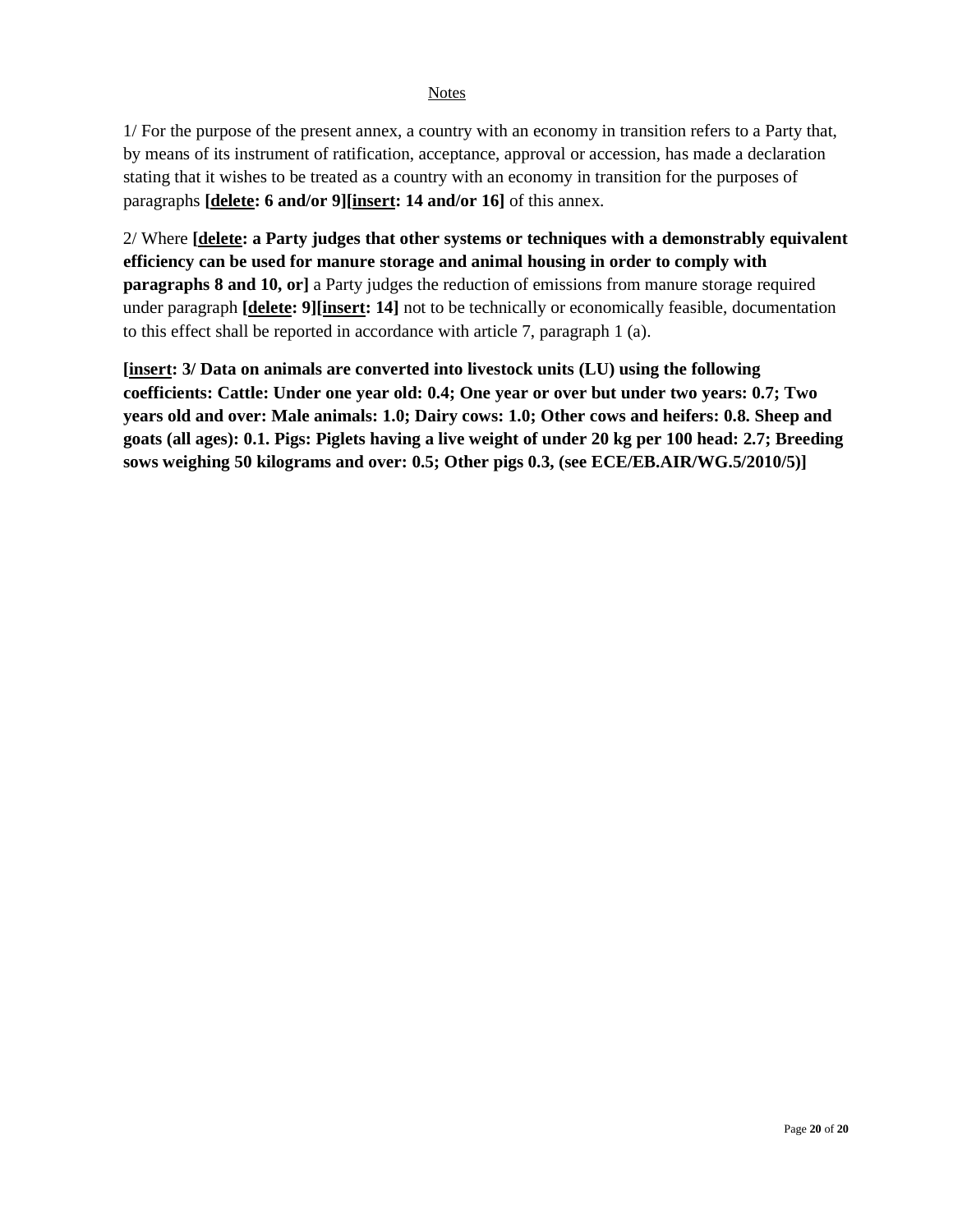<u>Notes</u>

1/ For the purpose of the present annex, a country with an economy in transition refers to a Party that, by means of its instrument of ratification, acceptance, approval or accession, has made a declaration stating that it wishes to be treated as a country with an economy in transition for the purposes of paragraphs **[<u>delete</u>: 6 and/or 9][<u>insert</u>: 14 and/or 16]** of this annex.

2/ Where **[<u>delete</u>: a Party judges that other systems or techniques with a demonstrably equivalent efficiency can be used for manure storage and animal housing in order to comply with paragraphs 8 and 10, or]** a Party judges the reduction of emissions from manure storage required under paragraph **[<u>delete</u>: 9][<u>insert</u>: 14]** not to be technically or economically feasible, documentation to this effect shall be reported in accordance with article 7, paragraph 1 (a).

**[<u>insert</u>: 3/ Data on animals are converted into livestock units (LU) using the following coefficients: Cattle: Under one year old: 0.4; One year or over but under two years: 0.7; Two years old and over: Male animals: 1.0; Dairy cows: 1.0; Other cows and heifers: 0.8. Sheep and goats (all ages): 0.1. Pigs: Piglets having a live weight of under 20 kg per 100 head: 2.7; Breeding sows weighing 50 kilograms and over: 0.5; Other pigs 0.3, (see ECE/EB.AIR/WG.5/2010/5)]**